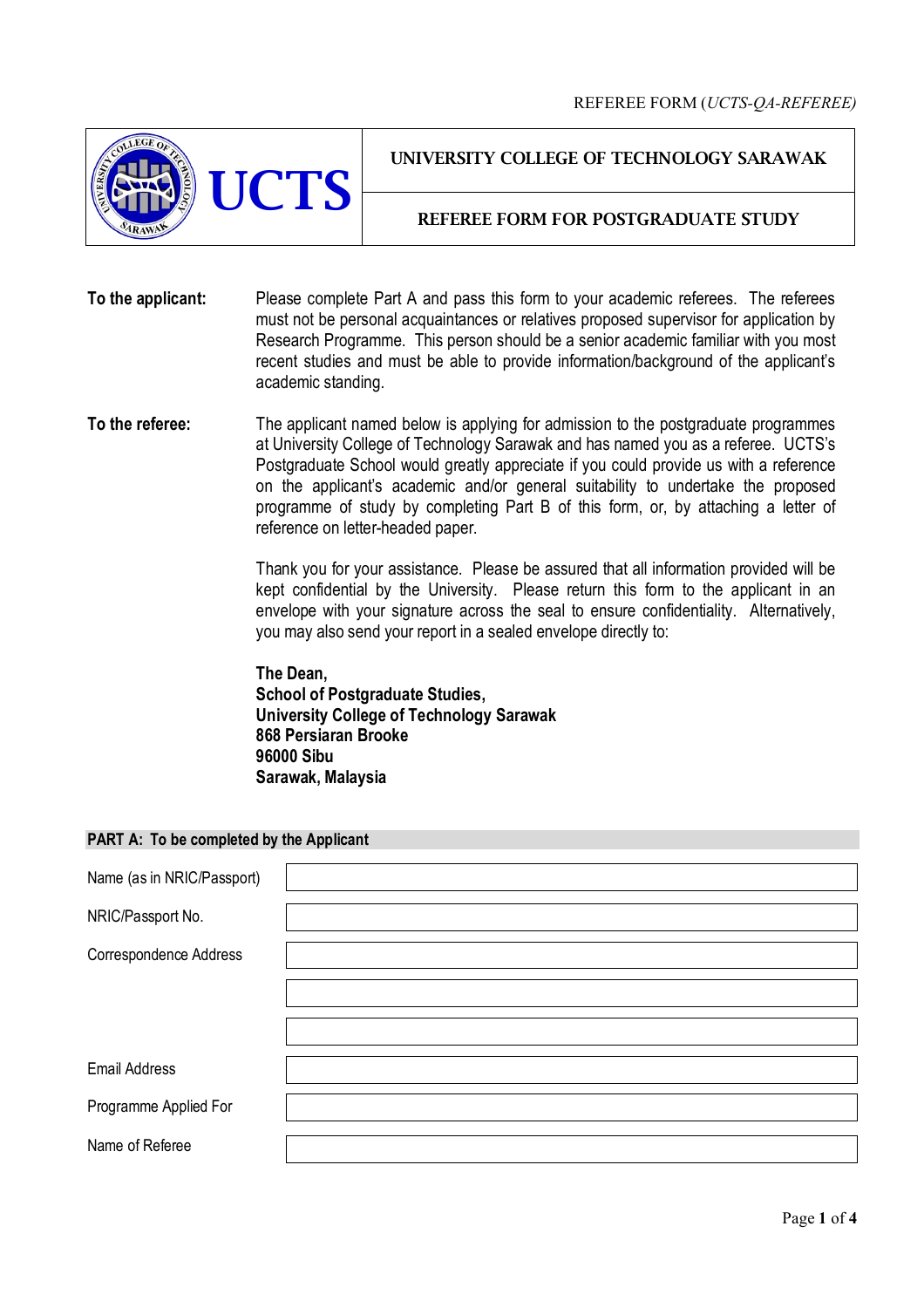REFEREE FORM (*UCTS-QA-REFEREE)*

| UCTS | UNIVERSITY COLLEGE OF TECHNOLOGY SARAWAK |
|---|---|
| | REFEREE FORM FOR POSTGRADUATE STUDY |

**To the applicant:** Please complete Part A and pass this form to your academic referees. The referees must not be personal acquaintances or relatives proposed supervisor for application by Research Programme. This person should be a senior academic familiar with you most recent studies and must be able to provide information/background of the applicant's academic standing.

**To the referee:** The applicant named below is applying for admission to the postgraduate programmes at University College of Technology Sarawak and has named you as a referee. UCTS's Postgraduate School would greatly appreciate if you could provide us with a reference on the applicant's academic and/or general suitability to undertake the proposed programme of study by completing Part B of this form, or, by attaching a letter of reference on letter-headed paper.

Thank you for your assistance. Please be assured that all information provided will be kept confidential by the University. Please return this form to the applicant in an envelope with your signature across the seal to ensure confidentiality. Alternatively, you may also send your report in a sealed envelope directly to:

**The Dean,**
**School of Postgraduate Studies,**
**University College of Technology Sarawak**
**868 Persiaran Brooke**
**96000 Sibu**
**Sarawak, Malaysia**

## PART A: To be completed by the Applicant

| | |
|---|---|
| Name (as in NRIC/Passport) | |
| NRIC/Passport No. | |
| Correspondence Address | |
| | |
| | |
| Email Address | |
| Programme Applied For | |
| Name of Referee | |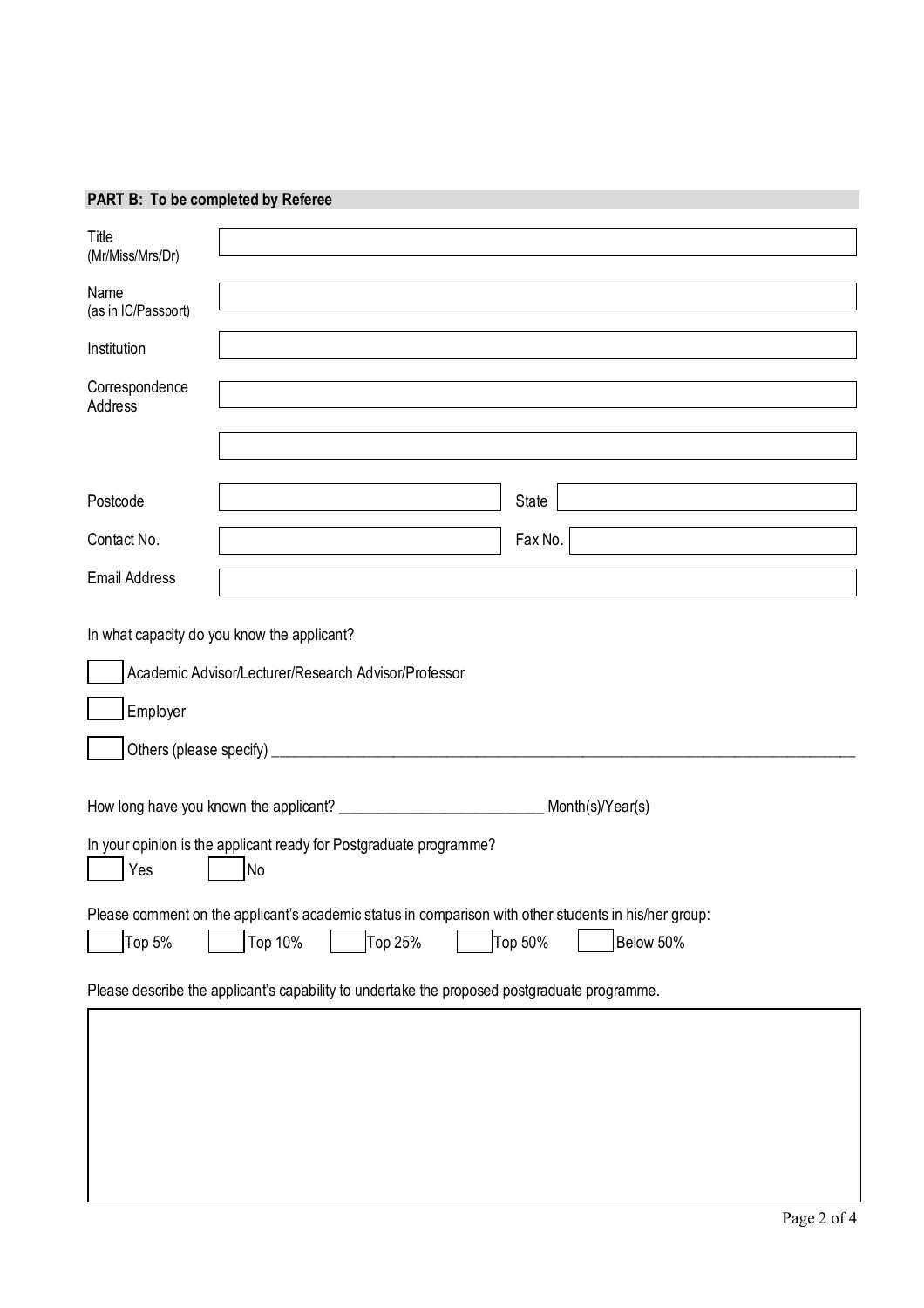## PART B: To be completed by Referee

| | | | |
|---|---|---|---|
| Title (Mr/Miss/Mrs/Dr) | | | |
| Name (as in IC/Passport) | | | |
| Institution | | | |
| Correspondence Address | | | |
| | | | |
| Postcode | | State | |
| Contact No. | | Fax No. | |
| Email Address | | | |

In what capacity do you know the applicant?

☐ Academic Advisor/Lecturer/Research Advisor/Professor

☐ Employer

☐ Others (please specify) ______________________________________________

How long have you known the applicant? __________________________ Month(s)/Year(s)

In your opinion is the applicant ready for Postgraduate programme?

☐ Yes ☐ No

Please comment on the applicant's academic status in comparison with other students in his/her group:

☐ Top 5% ☐ Top 10% ☐ Top 25% ☐ Top 50% ☐ Below 50%

Please describe the applicant's capability to undertake the proposed postgraduate programme.

| |
|---|
| |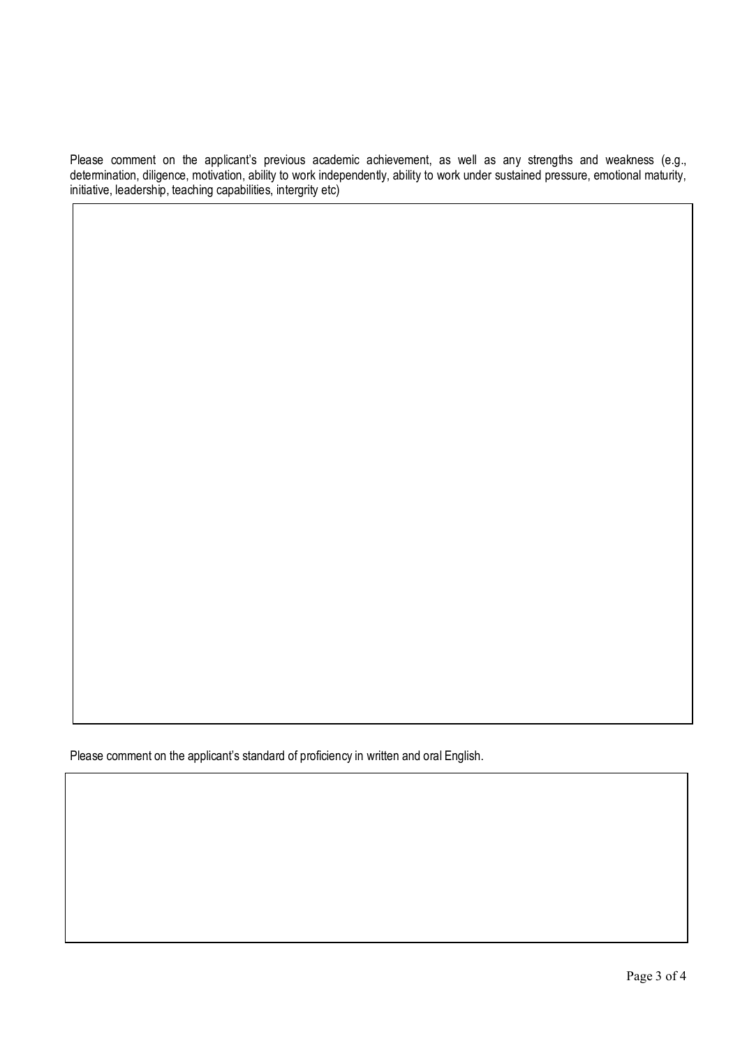Please comment on the applicant's previous academic achievement, as well as any strengths and weakness (e.g., determination, diligence, motivation, ability to work independently, ability to work under sustained pressure, emotional maturity, initiative, leadership, teaching capabilities, intergrity etc)

|   |
|---|
|   |

Please comment on the applicant's standard of proficiency in written and oral English.

|   |
|---|
|   |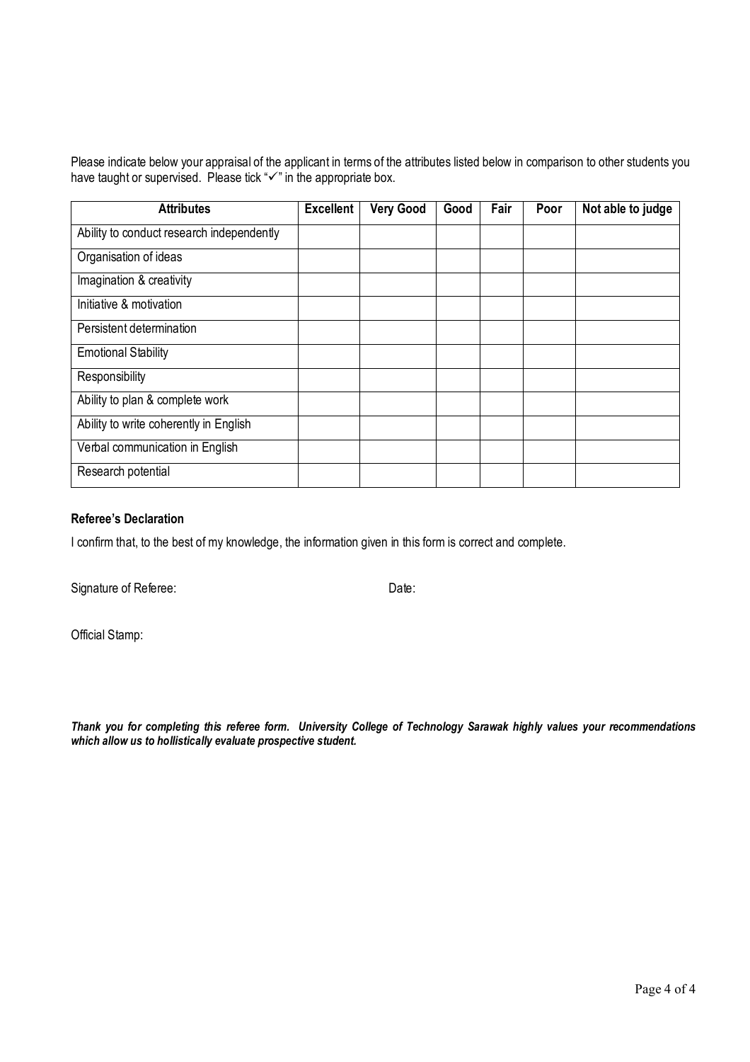Please indicate below your appraisal of the applicant in terms of the attributes listed below in comparison to other students you have taught or supervised. Please tick "✓" in the appropriate box.

| Attributes | Excellent | Very Good | Good | Fair | Poor | Not able to judge |
|---|---|---|---|---|---|---|
| Ability to conduct research independently | | | | | | |
| Organisation of ideas | | | | | | |
| Imagination & creativity | | | | | | |
| Initiative & motivation | | | | | | |
| Persistent determination | | | | | | |
| Emotional Stability | | | | | | |
| Responsibility | | | | | | |
| Ability to plan & complete work | | | | | | |
| Ability to write coherently in English | | | | | | |
| Verbal communication in English | | | | | | |
| Research potential | | | | | | |

**Referee's Declaration**

I confirm that, to the best of my knowledge, the information given in this form is correct and complete.

Signature of Referee: Date:

Official Stamp:

***Thank you for completing this referee form. University College of Technology Sarawak highly values your recommendations which allow us to hollistically evaluate prospective student.***